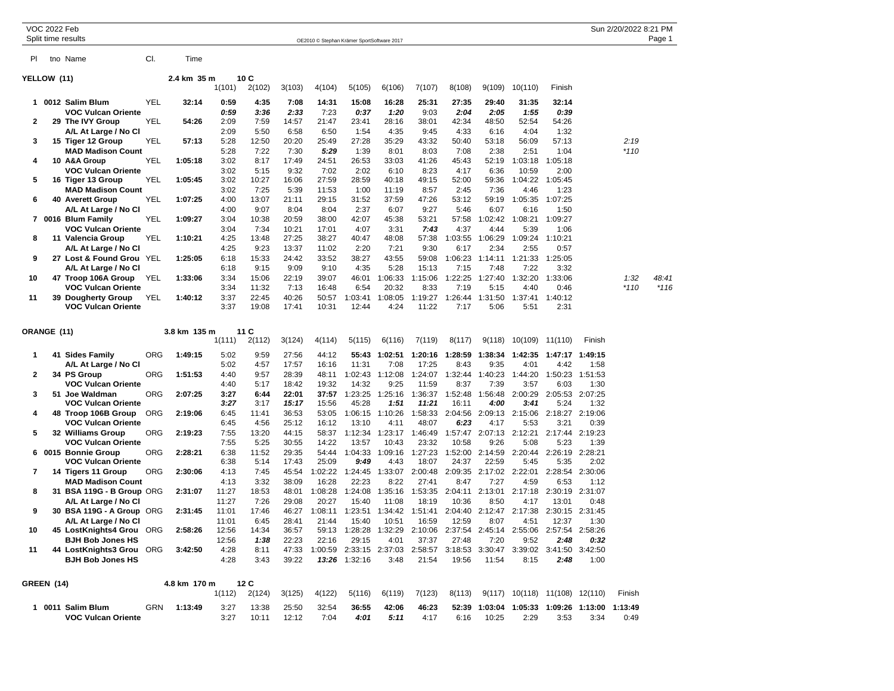VOC 2022 Feb

Split time results

OE2010 © Stephan Krämer SportSoftware 2017

## YELLOW (11) — 2.4 km 35 m, 10 C

| Pl | tno | Name | Cl. | Time | 1(101) | 2(102) | 3(103) | 4(104) | 5(105) | 6(106) | 7(107) | 8(108) | 9(109) | 10(110) | Finish | | |
|---|---|---|---|---|---|---|---|---|---|---|---|---|---|---|---|---|---|
| 1 | 0012 | Salim Blum | YEL | 32:14 | **0:59** | **4:35** | **7:08** | **14:31** | **15:08** | **16:28** | **25:31** | **27:35** | **29:40** | **31:35** | **32:14** | | |
| | | VOC Vulcan Oriente | | | *0:59* | *3:36* | *2:33* | 7:23 | *0:37* | *1:20* | 9:03 | *2:04* | *2:05* | *1:55* | *0:39* | | |
| 2 | 29 | The IVY Group | YEL | 54:26 | 2:09 | 7:59 | 14:57 | 21:47 | 23:41 | 28:16 | 38:01 | 42:34 | 48:50 | 52:54 | 54:26 | | |
| | | A/L At Large / No Cl | | | 2:09 | 5:50 | 6:58 | 6:50 | 1:54 | 4:35 | 9:45 | 4:33 | 6:16 | 4:04 | 1:32 | | |
| 3 | 15 | Tiger 12 Group | YEL | 57:13 | 5:28 | 12:50 | 20:20 | 25:49 | 27:28 | 35:29 | 43:32 | 50:40 | 53:18 | 56:09 | 57:13 | 2:19 | |
| | | MAD Madison Count | | | 5:28 | 7:22 | 7:30 | *5:29* | 1:39 | 8:01 | 8:03 | 7:08 | 2:38 | 2:51 | 1:04 | *110 | |
| 4 | 10 | A&A Group | YEL | 1:05:18 | 3:02 | 8:17 | 17:49 | 24:51 | 26:53 | 33:03 | 41:26 | 45:43 | 52:19 | 1:03:18 | 1:05:18 | | |
| | | VOC Vulcan Oriente | | | 3:02 | 5:15 | 9:32 | 7:02 | 2:02 | 6:10 | 8:23 | 4:17 | 6:36 | 10:59 | 2:00 | | |
| 5 | 16 | Tiger 13 Group | YEL | 1:05:45 | 3:02 | 10:27 | 16:06 | 27:59 | 28:59 | 40:18 | 49:15 | 52:00 | 59:36 | 1:04:22 | 1:05:45 | | |
| | | MAD Madison Count | | | 3:02 | 7:25 | 5:39 | 11:53 | 1:00 | 11:19 | 8:57 | 2:45 | 7:36 | 4:46 | 1:23 | | |
| 6 | 40 | Averett Group | YEL | 1:07:25 | 4:00 | 13:07 | 21:11 | 29:15 | 31:52 | 37:59 | 47:26 | 53:12 | 59:19 | 1:05:35 | 1:07:25 | | |
| | | A/L At Large / No Cl | | | 4:00 | 9:07 | 8:04 | 8:04 | 2:37 | 6:07 | 9:27 | 5:46 | 6:07 | 6:16 | 1:50 | | |
| 7 | 0016 | Blum Family | YEL | 1:09:27 | 3:04 | 10:38 | 20:59 | 38:00 | 42:07 | 45:38 | 53:21 | 57:58 | 1:02:42 | 1:08:21 | 1:09:27 | | |
| | | VOC Vulcan Oriente | | | 3:04 | 7:34 | 10:21 | 17:01 | 4:07 | 3:31 | *7:43* | 4:37 | 4:44 | 5:39 | 1:06 | | |
| 8 | 11 | Valencia Group | YEL | 1:10:21 | 4:25 | 13:48 | 27:25 | 38:27 | 40:47 | 48:08 | 57:38 | 1:03:55 | 1:06:29 | 1:09:24 | 1:10:21 | | |
| | | A/L At Large / No Cl | | | 4:25 | 9:23 | 13:37 | 11:02 | 2:20 | 7:21 | 9:30 | 6:17 | 2:34 | 2:55 | 0:57 | | |
| 9 | 27 | Lost & Found Grou | YEL | 1:25:05 | 6:18 | 15:33 | 24:42 | 33:52 | 38:27 | 43:55 | 59:08 | 1:06:23 | 1:14:11 | 1:21:33 | 1:25:05 | | |
| | | A/L At Large / No Cl | | | 6:18 | 9:15 | 9:09 | 9:10 | 4:35 | 5:28 | 15:13 | 7:15 | 7:48 | 7:22 | 3:32 | | |
| 10 | 47 | Troop 106A Group | YEL | 1:33:06 | 3:34 | 15:06 | 22:19 | 39:07 | 46:01 | 1:06:33 | 1:15:06 | 1:22:25 | 1:27:40 | 1:32:20 | 1:33:06 | 1:32 | 48:41 |
| | | VOC Vulcan Oriente | | | 3:34 | 11:32 | 7:13 | 16:48 | 6:54 | 20:32 | 8:33 | 7:19 | 5:15 | 4:40 | 0:46 | *110 | *116 |
| 11 | 39 | Dougherty Group | YEL | 1:40:12 | 3:37 | 22:45 | 40:26 | 50:57 | 1:03:41 | 1:08:05 | 1:19:27 | 1:26:44 | 1:31:50 | 1:37:41 | 1:40:12 | | |
| | | VOC Vulcan Oriente | | | 3:37 | 19:08 | 17:41 | 10:31 | 12:44 | 4:24 | 11:22 | 7:17 | 5:06 | 5:51 | 2:31 | | |

## ORANGE (11) — 3.8 km 135 m, 11 C

| Pl | tno | Name | Cl. | Time | 1(111) | 2(112) | 3(124) | 4(114) | 5(115) | 6(116) | 7(119) | 8(117) | 9(118) | 10(109) | 11(110) | Finish |
|---|---|---|---|---|---|---|---|---|---|---|---|---|---|---|---|---|
| 1 | 41 | Sides Family | ORG | 1:49:15 | 5:02 | 9:59 | 27:56 | 44:12 | **55:43** | **1:02:51** | **1:20:16** | **1:28:59** | **1:38:34** | **1:42:35** | **1:47:17** | **1:49:15** |
| | | A/L At Large / No Cl | | | 5:02 | 4:57 | 17:57 | 16:16 | 11:31 | 7:08 | 17:25 | 8:43 | 9:35 | 4:01 | 4:42 | 1:58 |
| 2 | 34 | PS Group | ORG | 1:51:53 | 4:40 | 9:57 | 28:39 | 48:11 | 1:02:43 | 1:12:08 | 1:24:07 | 1:32:44 | 1:40:23 | 1:44:20 | 1:50:23 | 1:51:53 |
| | | VOC Vulcan Oriente | | | 4:40 | 5:17 | 18:42 | 19:32 | 14:32 | 9:25 | 11:59 | 8:37 | 7:39 | 3:57 | 6:03 | 1:30 |
| 3 | 51 | Joe Waldman | ORG | 2:07:25 | **3:27** | **6:44** | **22:01** | **37:57** | 1:23:25 | 1:25:16 | 1:36:37 | 1:52:48 | 1:56:48 | 2:00:29 | 2:05:53 | 2:07:25 |
| | | VOC Vulcan Oriente | | | *3:27* | 3:17 | *15:17* | 15:56 | 45:28 | *1:51* | *11:21* | 16:11 | *4:00* | *3:41* | 5:24 | 1:32 |
| 4 | 48 | Troop 106B Group | ORG | 2:19:06 | 6:45 | 11:41 | 36:53 | 53:05 | 1:06:15 | 1:10:26 | 1:58:33 | 2:04:56 | 2:09:13 | 2:15:06 | 2:18:27 | 2:19:06 |
| | | VOC Vulcan Oriente | | | 6:45 | 4:56 | 25:12 | 16:12 | 13:10 | 4:11 | 48:07 | *6:23* | 4:17 | 5:53 | 3:21 | 0:39 |
| 5 | 32 | Williams Group | ORG | 2:19:23 | 7:55 | 13:20 | 44:15 | 58:37 | 1:12:34 | 1:23:17 | 1:46:49 | 1:57:47 | 2:07:13 | 2:12:21 | 2:17:44 | 2:19:23 |
| | | VOC Vulcan Oriente | | | 7:55 | 5:25 | 30:55 | 14:22 | 13:57 | 10:43 | 23:32 | 10:58 | 9:26 | 5:08 | 5:23 | 1:39 |
| 6 | 0015 | Bonnie Group | ORG | 2:28:21 | 6:38 | 11:52 | 29:35 | 54:44 | 1:04:33 | 1:09:16 | 1:27:23 | 1:52:00 | 2:14:59 | 2:20:44 | 2:26:19 | 2:28:21 |
| | | VOC Vulcan Oriente | | | 6:38 | 5:14 | 17:43 | 25:09 | *9:49* | 4:43 | 18:07 | 24:37 | 22:59 | 5:45 | 5:35 | 2:02 |
| 7 | 14 | Tigers 11 Group | ORG | 2:30:06 | 4:13 | 7:45 | 45:54 | 1:02:22 | 1:24:45 | 1:33:07 | 2:00:48 | 2:09:35 | 2:17:02 | 2:22:01 | 2:28:54 | 2:30:06 |
| | | MAD Madison Count | | | 4:13 | 3:32 | 38:09 | 16:28 | 22:23 | 8:22 | 27:41 | 8:47 | 7:27 | 4:59 | 6:53 | 1:12 |
| 8 | 31 | BSA 119G - B Group | ORG | 2:31:07 | 11:27 | 18:53 | 48:01 | 1:08:28 | 1:24:08 | 1:35:16 | 1:53:35 | 2:04:11 | 2:13:01 | 2:17:18 | 2:30:19 | 2:31:07 |
| | | A/L At Large / No Cl | | | 11:27 | 7:26 | 29:08 | 20:27 | 15:40 | 11:08 | 18:19 | 10:36 | 8:50 | 4:17 | 13:01 | 0:48 |
| 9 | 30 | BSA 119G - A Group | ORG | 2:31:45 | 11:01 | 17:46 | 46:27 | 1:08:11 | 1:23:51 | 1:34:42 | 1:51:41 | 2:04:40 | 2:12:47 | 2:17:38 | 2:30:15 | 2:31:45 |
| | | A/L At Large / No Cl | | | 11:01 | 6:45 | 28:41 | 21:44 | 15:40 | 10:51 | 16:59 | 12:59 | 8:07 | 4:51 | 12:37 | 1:30 |
| 10 | 45 | LostKnights4 Grou | ORG | 2:58:26 | 12:56 | 14:34 | 36:57 | 59:13 | 1:28:28 | 1:32:29 | 2:10:06 | 2:37:54 | 2:45:14 | 2:55:06 | 2:57:54 | 2:58:26 |
| | | BJH Bob Jones HS | | | 12:56 | *1:38* | 22:23 | 22:16 | 29:15 | 4:01 | 37:37 | 27:48 | 7:20 | 9:52 | *2:48* | *0:32* |
| 11 | 44 | LostKnights3 Grou | ORG | 3:42:50 | 4:28 | 8:11 | 47:33 | 1:00:59 | 2:33:15 | 2:37:03 | 2:58:57 | 3:18:53 | 3:30:47 | 3:39:02 | 3:41:50 | 3:42:50 |
| | | BJH Bob Jones HS | | | 4:28 | 3:43 | 39:22 | *13:26* | 1:32:16 | 3:48 | 21:54 | 19:56 | 11:54 | 8:15 | *2:48* | 1:00 |

## GREEN (14) — 4.8 km 170 m, 12 C

| Pl | tno | Name | Cl. | Time | 1(112) | 2(124) | 3(125) | 4(122) | 5(116) | 6(119) | 7(123) | 8(113) | 9(117) | 10(118) | 11(108) | 12(110) | Finish |
|---|---|---|---|---|---|---|---|---|---|---|---|---|---|---|---|---|---|
| 1 | 0011 | Salim Blum | GRN | 1:13:49 | 3:27 | 13:38 | 25:50 | 32:54 | **36:55** | **42:06** | **46:23** | **52:39** | **1:03:04** | **1:05:33** | **1:09:26** | **1:13:00** | **1:13:49** |
| | | VOC Vulcan Oriente | | | 3:27 | 10:11 | 12:12 | 7:04 | *4:01* | *5:11* | 4:17 | 6:16 | 10:25 | 2:29 | 3:53 | 3:34 | 0:49 |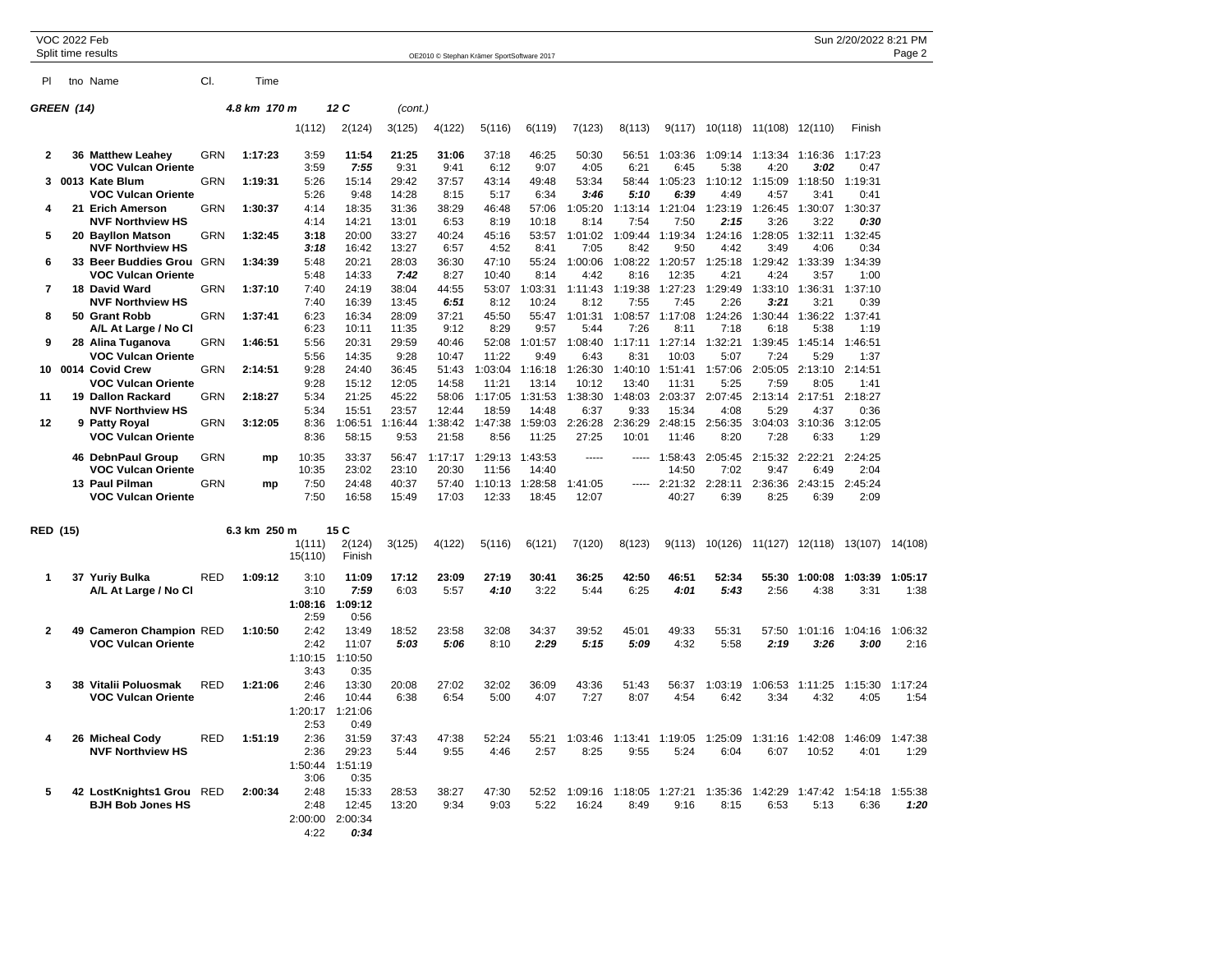VOC 2022 Feb
Split time results

OE2010 © Stephan Krämer SportSoftware 2017

## GREEN (14) — 4.8 km 170 m, 12 C (cont.)

| Pl | tno | Name | Cl. | Time | 1(112) | 2(124) | 3(125) | 4(122) | 5(116) | 6(119) | 7(123) | 8(113) | 9(117) | 10(118) | 11(108) | 12(110) | Finish |
|---|---|---|---|---|---|---|---|---|---|---|---|---|---|---|---|---|---|
| 2 | 36 | Matthew Leahey | GRN | 1:17:23 | 3:59 | **11:54** | **21:25** | **31:06** | 37:18 | 46:25 | 50:30 | 56:51 | 1:03:36 | 1:09:14 | 1:13:34 | 1:16:36 | 1:17:23 |
| | | VOC Vulcan Oriente | | | 3:59 | ***7:55*** | 9:31 | 9:41 | 6:12 | 9:07 | 4:05 | 6:21 | 6:45 | 5:38 | 4:20 | ***3:02*** | 0:47 |
| 3 | 0013 | Kate Blum | GRN | 1:19:31 | 5:26 | 15:14 | 29:42 | 37:57 | 43:14 | 49:48 | 53:34 | 58:44 | 1:05:23 | 1:10:12 | 1:15:09 | 1:18:50 | 1:19:31 |
| | | VOC Vulcan Oriente | | | 5:26 | 9:48 | 14:28 | 8:15 | 5:17 | 6:34 | ***3:46*** | ***5:10*** | ***6:39*** | 4:49 | 4:57 | 3:41 | 0:41 |
| 4 | 21 | Erich Amerson | GRN | 1:30:37 | 4:14 | 18:35 | 31:36 | 38:29 | 46:48 | 57:06 | 1:05:20 | 1:13:14 | 1:21:04 | 1:23:19 | 1:26:45 | 1:30:07 | 1:30:37 |
| | | NVF Northview HS | | | 4:14 | 14:21 | 13:01 | 6:53 | 8:19 | 10:18 | 8:14 | 7:54 | 7:50 | ***2:15*** | 3:26 | 3:22 | ***0:30*** |
| 5 | 20 | Bayllon Matson | GRN | 1:32:45 | **3:18** | 20:00 | 33:27 | 40:24 | 45:16 | 53:57 | 1:01:02 | 1:09:44 | 1:19:34 | 1:24:16 | 1:28:05 | 1:32:11 | 1:32:45 |
| | | NVF Northview HS | | | ***3:18*** | 16:42 | 13:27 | 6:57 | 4:52 | 8:41 | 7:05 | 8:42 | 9:50 | 4:42 | 3:49 | 4:06 | 0:34 |
| 6 | 33 | Beer Buddies Grou | GRN | 1:34:39 | 5:48 | 20:21 | 28:03 | 36:30 | 47:10 | 55:24 | 1:00:06 | 1:08:22 | 1:20:57 | 1:25:18 | 1:29:42 | 1:33:39 | 1:34:39 |
| | | VOC Vulcan Oriente | | | 5:48 | 14:33 | ***7:42*** | 8:27 | 10:40 | 8:14 | 4:42 | 8:16 | 12:35 | 4:21 | 4:24 | 3:57 | 1:00 |
| 7 | 18 | David Ward | GRN | 1:37:10 | 7:40 | 24:19 | 38:04 | 44:55 | 53:07 | 1:03:31 | 1:11:43 | 1:19:38 | 1:27:23 | 1:29:49 | 1:33:10 | 1:36:31 | 1:37:10 |
| | | NVF Northview HS | | | 7:40 | 16:39 | 13:45 | ***6:51*** | 8:12 | 10:24 | 8:12 | 7:55 | 7:45 | 2:26 | ***3:21*** | 3:21 | 0:39 |
| 8 | 50 | Grant Robb | GRN | 1:37:41 | 6:23 | 16:34 | 28:09 | 37:21 | 45:50 | 55:47 | 1:01:31 | 1:08:57 | 1:17:08 | 1:24:26 | 1:30:44 | 1:36:22 | 1:37:41 |
| | | A/L At Large / No Cl | | | 6:23 | 10:11 | 11:35 | 9:12 | 8:29 | 9:57 | 5:44 | 7:26 | 8:11 | 7:18 | 6:18 | 5:38 | 1:19 |
| 9 | 28 | Alina Tuganova | GRN | 1:46:51 | 5:56 | 20:31 | 29:59 | 40:46 | 52:08 | 1:01:57 | 1:08:40 | 1:17:11 | 1:27:14 | 1:32:21 | 1:39:45 | 1:45:14 | 1:46:51 |
| | | VOC Vulcan Oriente | | | 5:56 | 14:35 | 9:28 | 10:47 | 11:22 | 9:49 | 6:43 | 8:31 | 10:03 | 5:07 | 7:24 | 5:29 | 1:37 |
| 10 | 0014 | Covid Crew | GRN | 2:14:51 | 9:28 | 24:40 | 36:45 | 51:43 | 1:03:04 | 1:16:18 | 1:26:30 | 1:40:10 | 1:51:41 | 1:57:06 | 2:05:05 | 2:13:10 | 2:14:51 |
| | | VOC Vulcan Oriente | | | 9:28 | 15:12 | 12:05 | 14:58 | 11:21 | 13:14 | 10:12 | 13:40 | 11:31 | 5:25 | 7:59 | 8:05 | 1:41 |
| 11 | 19 | Dallon Rackard | GRN | 2:18:27 | 5:34 | 21:25 | 45:22 | 58:06 | 1:17:05 | 1:31:53 | 1:38:30 | 1:48:03 | 2:03:37 | 2:07:45 | 2:13:14 | 2:17:51 | 2:18:27 |
| | | NVF Northview HS | | | 5:34 | 15:51 | 23:57 | 12:44 | 18:59 | 14:48 | 6:37 | 9:33 | 15:34 | 4:08 | 5:29 | 4:37 | 0:36 |
| 12 | 9 | Patty Royal | GRN | 3:12:05 | 8:36 | 1:06:51 | 1:16:44 | 1:38:42 | 1:47:38 | 1:59:03 | 2:26:28 | 2:36:29 | 2:48:15 | 2:56:35 | 3:04:03 | 3:10:36 | 3:12:05 |
| | | VOC Vulcan Oriente | | | 8:36 | 58:15 | 9:53 | 21:58 | 8:56 | 11:25 | 27:25 | 10:01 | 11:46 | 8:20 | 7:28 | 6:33 | 1:29 |
| | 46 | DebnPaul Group | GRN | mp | 10:35 | 33:37 | 56:47 | 1:17:17 | 1:29:13 | 1:43:53 | ----- | ----- | 1:58:43 | 2:05:45 | 2:15:32 | 2:22:21 | 2:24:25 |
| | | VOC Vulcan Oriente | | | 10:35 | 23:02 | 23:10 | 20:30 | 11:56 | 14:40 | | | 14:50 | 7:02 | 9:47 | 6:49 | 2:04 |
| | 13 | Paul Pilman | GRN | mp | 7:50 | 24:48 | 40:37 | 57:40 | 1:10:13 | 1:28:58 | 1:41:05 | ----- | 2:21:32 | 2:28:11 | 2:36:36 | 2:43:15 | 2:45:24 |
| | | VOC Vulcan Oriente | | | 7:50 | 16:58 | 15:49 | 17:03 | 12:33 | 18:45 | 12:07 | | 40:27 | 6:39 | 8:25 | 6:39 | 2:09 |

## RED (15) — 6.3 km 250 m, 15 C

| Pl | tno | Name | Cl. | Time | 1(111) | 2(124) | 3(125) | 4(122) | 5(116) | 6(121) | 7(120) | 8(123) | 9(113) | 10(126) | 11(127) | 12(118) | 13(107) | 14(108) | 15(110) | Finish |
|---|---|---|---|---|---|---|---|---|---|---|---|---|---|---|---|---|---|---|---|---|
| 1 | 37 | Yuriy Bulka | RED | 1:09:12 | 3:10 | **11:09** | 17:12 | 23:09 | 27:19 | 30:41 | 36:25 | 42:50 | 46:51 | 52:34 | **55:30** | **1:00:08** | **1:03:39** | **1:05:17** | **1:08:16** | **1:09:12** |
| | | A/L At Large / No Cl | | | 3:10 | ***7:59*** | 6:03 | 5:57 | ***4:10*** | 3:22 | 5:44 | 6:25 | ***4:01*** | ***5:43*** | 2:56 | 4:38 | 3:31 | 1:38 | 2:59 | 0:56 |
| 2 | 49 | Cameron Champion | RED | 1:10:50 | 2:42 | 13:49 | 18:52 | 23:58 | 32:08 | 34:37 | 39:52 | 45:01 | 49:33 | 55:31 | 57:50 | 1:01:16 | 1:04:16 | 1:06:32 | 1:10:15 | 1:10:50 |
| | | VOC Vulcan Oriente | | | 2:42 | 11:07 | ***5:03*** | ***5:06*** | 8:10 | ***2:29*** | ***5:15*** | ***5:09*** | 4:32 | 5:58 | ***2:19*** | ***3:26*** | ***3:00*** | 2:16 | 3:43 | 0:35 |
| 3 | 38 | Vitalii Poluosmak | RED | 1:21:06 | 2:46 | 13:30 | 20:08 | 27:02 | 32:02 | 36:09 | 43:36 | 51:43 | 56:37 | 1:03:19 | 1:06:53 | 1:11:25 | 1:15:30 | 1:17:24 | 1:20:17 | 1:21:06 |
| | | VOC Vulcan Oriente | | | 2:46 | 10:44 | 6:38 | 6:54 | 5:00 | 4:07 | 7:27 | 8:07 | 4:54 | 6:42 | 3:34 | 4:32 | 4:05 | 1:54 | 2:53 | 0:49 |
| 4 | 26 | Micheal Cody | RED | 1:51:19 | 2:36 | 31:59 | 37:43 | 47:38 | 52:24 | 55:21 | 1:03:46 | 1:13:41 | 1:19:05 | 1:25:09 | 1:31:16 | 1:42:08 | 1:46:09 | 1:47:38 | 1:50:44 | 1:51:19 |
| | | NVF Northview HS | | | 2:36 | 29:23 | 5:44 | 9:55 | 4:46 | 2:57 | 8:25 | 9:55 | 5:24 | 6:04 | 6:07 | 10:52 | 4:01 | 1:29 | 3:06 | 0:35 |
| 5 | 42 | LostKnights1 Grou | RED | 2:00:34 | 2:48 | 15:33 | 28:53 | 38:27 | 47:30 | 52:52 | 1:09:16 | 1:18:05 | 1:27:21 | 1:35:36 | 1:42:29 | 1:47:42 | 1:54:18 | 1:55:38 | 2:00:00 | 2:00:34 |
| | | BJH Bob Jones HS | | | 2:48 | 12:45 | 13:20 | 9:34 | 9:03 | 5:22 | 16:24 | 8:49 | 9:16 | 8:15 | 6:53 | 5:13 | 6:36 | ***1:20*** | 4:22 | ***0:34*** |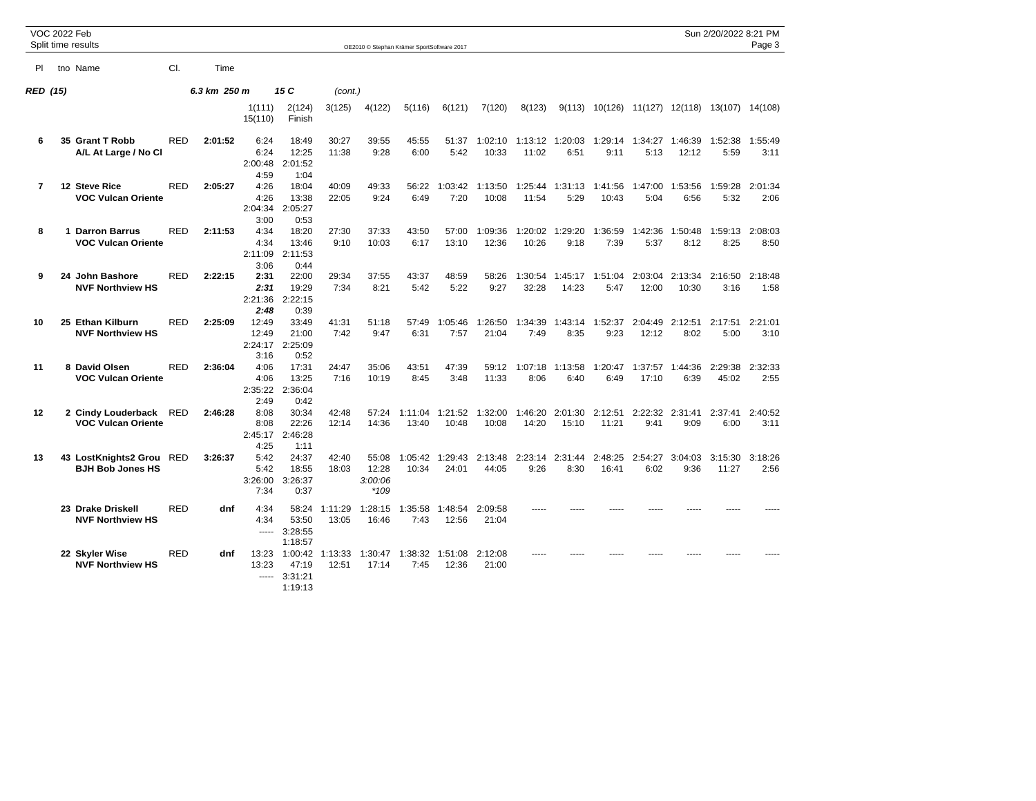VOC 2022 Feb

Split time results

OE2010 © Stephan Krämer SportSoftware 2017

**RED (15)** 6.3 km 250 m 15 C (cont.)

| Pl | tno | Name | Cl. | Time | 1(111) / 15(110) | 2(124) / Finish | 3(125) | 4(122) | 5(116) | 6(121) | 7(120) | 8(123) | 9(113) | 10(126) | 11(127) | 12(118) | 13(107) | 14(108) |
|---|---|---|---|---|---|---|---|---|---|---|---|---|---|---|---|---|---|---|
| 6 | 35 | **Grant T Robb** | RED | **2:01:52** | 6:24 | 18:49 | 30:27 | 39:55 | 45:55 | 51:37 | 1:02:10 | 1:13:12 | 1:20:03 | 1:29:14 | 1:34:27 | 1:46:39 | 1:52:38 | 1:55:49 |
| | | **A/L At Large / No Cl** | | | 6:24 | 12:25 | 11:38 | 9:28 | 6:00 | 5:42 | 10:33 | 11:02 | 6:51 | 9:11 | 5:13 | 12:12 | 5:59 | 3:11 |
| | | | | | 2:00:48 | 2:01:52 | | | | | | | | | | | | |
| | | | | | 4:59 | 1:04 | | | | | | | | | | | | |
| 7 | 12 | **Steve Rice** | RED | **2:05:27** | 4:26 | 18:04 | 40:09 | 49:33 | 56:22 | 1:03:42 | 1:13:50 | 1:25:44 | 1:31:13 | 1:41:56 | 1:47:00 | 1:53:56 | 1:59:28 | 2:01:34 |
| | | **VOC Vulcan Oriente** | | | 4:26 | 13:38 | 22:05 | 9:24 | 6:49 | 7:20 | 10:08 | 11:54 | 5:29 | 10:43 | 5:04 | 6:56 | 5:32 | 2:06 |
| | | | | | 2:04:34 | 2:05:27 | | | | | | | | | | | | |
| | | | | | 3:00 | 0:53 | | | | | | | | | | | | |
| 8 | 1 | **Darron Barrus** | RED | **2:11:53** | 4:34 | 18:20 | 27:30 | 37:33 | 43:50 | 57:00 | 1:09:36 | 1:20:02 | 1:29:20 | 1:36:59 | 1:42:36 | 1:50:48 | 1:59:13 | 2:08:03 |
| | | **VOC Vulcan Oriente** | | | 4:34 | 13:46 | 9:10 | 10:03 | 6:17 | 13:10 | 12:36 | 10:26 | 9:18 | 7:39 | 5:37 | 8:12 | 8:25 | 8:50 |
| | | | | | 2:11:09 | 2:11:53 | | | | | | | | | | | | |
| | | | | | 3:06 | 0:44 | | | | | | | | | | | | |
| 9 | 24 | **John Bashore** | RED | **2:22:15** | **2:31** | 22:00 | 29:34 | 37:55 | 43:37 | 48:59 | 58:26 | 1:30:54 | 1:45:17 | 1:51:04 | 2:03:04 | 2:13:34 | 2:16:50 | 2:18:48 |
| | | **NVF Northview HS** | | | ***2:31*** | 19:29 | 7:34 | 8:21 | 5:42 | 5:22 | 9:27 | 32:28 | 14:23 | 5:47 | 12:00 | 10:30 | 3:16 | 1:58 |
| | | | | | 2:21:36 | 2:22:15 | | | | | | | | | | | | |
| | | | | | ***2:48*** | 0:39 | | | | | | | | | | | | |
| 10 | 25 | **Ethan Kilburn** | RED | **2:25:09** | 12:49 | 33:49 | 41:31 | 51:18 | 57:49 | 1:05:46 | 1:26:50 | 1:34:39 | 1:43:14 | 1:52:37 | 2:04:49 | 2:12:51 | 2:17:51 | 2:21:01 |
| | | **NVF Northview HS** | | | 12:49 | 21:00 | 7:42 | 9:47 | 6:31 | 7:57 | 21:04 | 7:49 | 8:35 | 9:23 | 12:12 | 8:02 | 5:00 | 3:10 |
| | | | | | 2:24:17 | 2:25:09 | | | | | | | | | | | | |
| | | | | | 3:16 | 0:52 | | | | | | | | | | | | |
| 11 | 8 | **David Olsen** | RED | **2:36:04** | 4:06 | 17:31 | 24:47 | 35:06 | 43:51 | 47:39 | 59:12 | 1:07:18 | 1:13:58 | 1:20:47 | 1:37:57 | 1:44:36 | 2:29:38 | 2:32:33 |
| | | **VOC Vulcan Oriente** | | | 4:06 | 13:25 | 7:16 | 10:19 | 8:45 | 3:48 | 11:33 | 8:06 | 6:40 | 6:49 | 17:10 | 6:39 | 45:02 | 2:55 |
| | | | | | 2:35:22 | 2:36:04 | | | | | | | | | | | | |
| | | | | | 2:49 | 0:42 | | | | | | | | | | | | |
| 12 | 2 | **Cindy Louderback** | RED | **2:46:28** | 8:08 | 30:34 | 42:48 | 57:24 | 1:11:04 | 1:21:52 | 1:32:00 | 1:46:20 | 2:01:30 | 2:12:51 | 2:22:32 | 2:31:41 | 2:37:41 | 2:40:52 |
| | | **VOC Vulcan Oriente** | | | 8:08 | 22:26 | 12:14 | 14:36 | 13:40 | 10:48 | 10:08 | 14:20 | 15:10 | 11:21 | 9:41 | 9:09 | 6:00 | 3:11 |
| | | | | | 2:45:17 | 2:46:28 | | | | | | | | | | | | |
| | | | | | 4:25 | 1:11 | | | | | | | | | | | | |
| 13 | 43 | **LostKnights2 Grou** | RED | **3:26:37** | 5:42 | 24:37 | 42:40 | 55:08 | 1:05:42 | 1:29:43 | 2:13:48 | 2:23:14 | 2:31:44 | 2:48:25 | 2:54:27 | 3:04:03 | 3:15:30 | 3:18:26 |
| | | **BJH Bob Jones HS** | | | 5:42 | 18:55 | 18:03 | 12:28 | 10:34 | 24:01 | 44:05 | 9:26 | 8:30 | 16:41 | 6:02 | 9:36 | 11:27 | 2:56 |
| | | | | | 3:26:00 | 3:26:37 | | *3:00:06* | | | | | | | | | | |
| | | | | | 7:34 | 0:37 | | **109* | | | | | | | | | | |
| | 23 | **Drake Driskell** | RED | **dnf** | 4:34 | 58:24 | 1:11:29 | 1:28:15 | 1:35:58 | 1:48:54 | 2:09:58 | ----- | ----- | ----- | ----- | ----- | ----- | ----- |
| | | **NVF Northview HS** | | | 4:34 | 53:50 | 13:05 | 16:46 | 7:43 | 12:56 | 21:04 | | | | | | | |
| | | | | | ----- | 3:28:55 | | | | | | | | | | | | |
| | | | | | | 1:18:57 | | | | | | | | | | | | |
| | 22 | **Skyler Wise** | RED | **dnf** | 13:23 | 1:00:42 | 1:13:33 | 1:30:47 | 1:38:32 | 1:51:08 | 2:12:08 | ----- | ----- | ----- | ----- | ----- | ----- | ----- |
| | | **NVF Northview HS** | | | 13:23 | 47:19 | 12:51 | 17:14 | 7:45 | 12:36 | 21:00 | | | | | | | |
| | | | | | ----- | 3:31:21 | | | | | | | | | | | | |
| | | | | | | 1:19:13 | | | | | | | | | | | | |